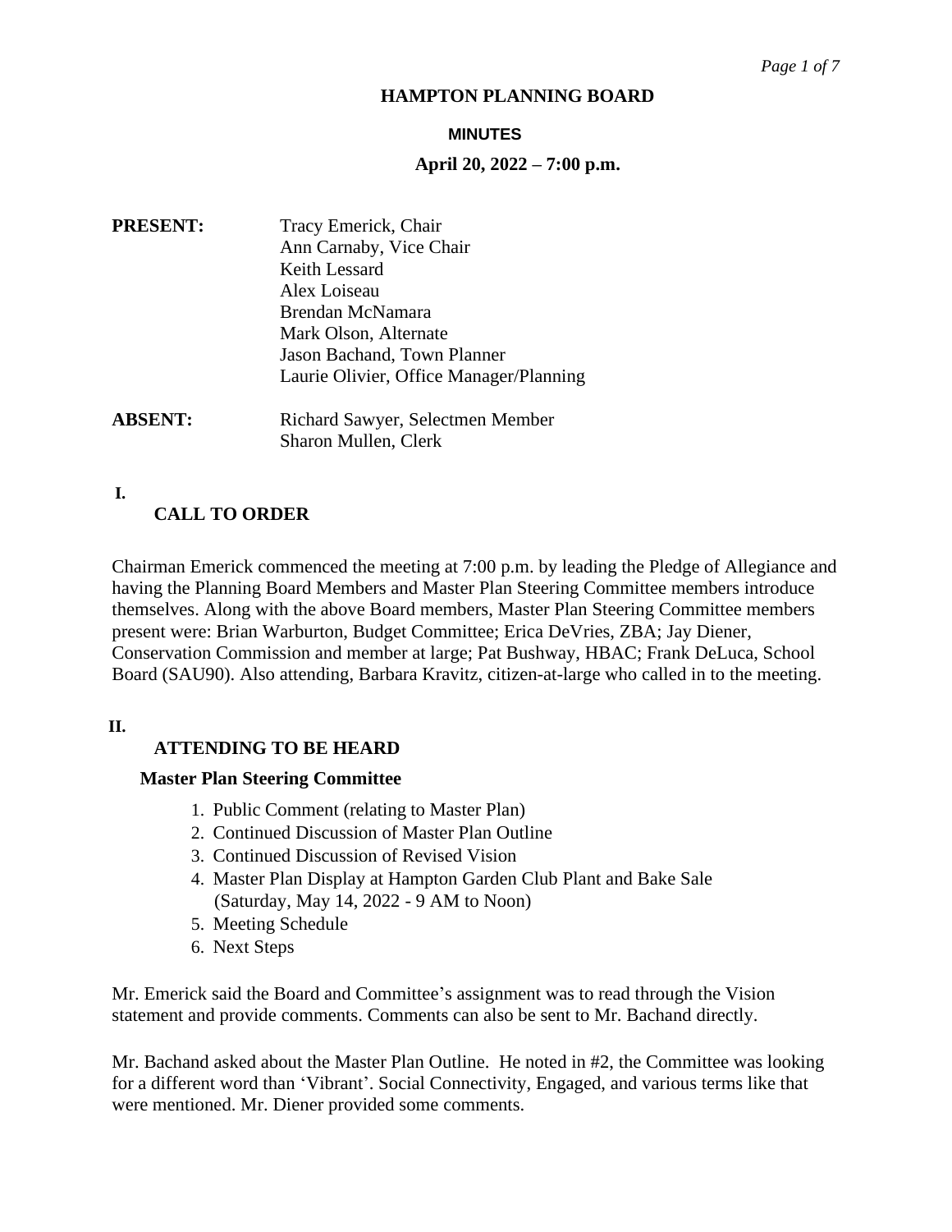# HAMPTON PLANNING BOARD

**MINUTES**

**April 20, 2022 – 7:00 p.m.**

**PRESENT:**
Tracy Emerick, Chair
Ann Carnaby, Vice Chair
Keith Lessard
Alex Loiseau
Brendan McNamara
Mark Olson, Alternate
Jason Bachand, Town Planner
Laurie Olivier, Office Manager/Planning

**ABSENT:**
Richard Sawyer, Selectmen Member
Sharon Mullen, Clerk

## I. CALL TO ORDER

Chairman Emerick commenced the meeting at 7:00 p.m. by leading the Pledge of Allegiance and having the Planning Board Members and Master Plan Steering Committee members introduce themselves. Along with the above Board members, Master Plan Steering Committee members present were: Brian Warburton, Budget Committee; Erica DeVries, ZBA; Jay Diener, Conservation Commission and member at large; Pat Bushway, HBAC; Frank DeLuca, School Board (SAU90). Also attending, Barbara Kravitz, citizen-at-large who called in to the meeting.

## II. ATTENDING TO BE HEARD

### Master Plan Steering Committee

1. Public Comment (relating to Master Plan)
2. Continued Discussion of Master Plan Outline
3. Continued Discussion of Revised Vision
4. Master Plan Display at Hampton Garden Club Plant and Bake Sale (Saturday, May 14, 2022 - 9 AM to Noon)
5. Meeting Schedule
6. Next Steps

Mr. Emerick said the Board and Committee's assignment was to read through the Vision statement and provide comments. Comments can also be sent to Mr. Bachand directly.

Mr. Bachand asked about the Master Plan Outline. He noted in #2, the Committee was looking for a different word than 'Vibrant'. Social Connectivity, Engaged, and various terms like that were mentioned. Mr. Diener provided some comments.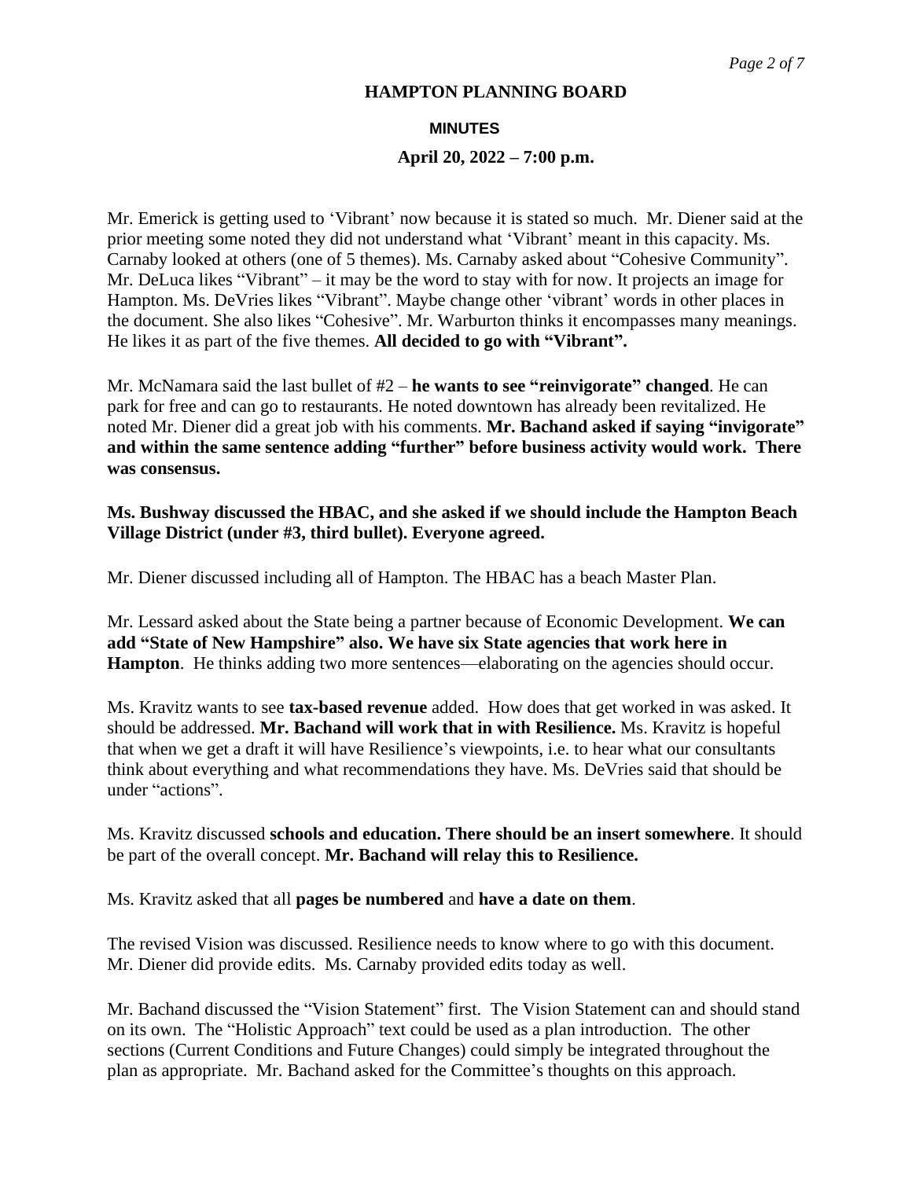**HAMPTON PLANNING BOARD**

**MINUTES**

**April 20, 2022 – 7:00 p.m.**

Mr. Emerick is getting used to 'Vibrant' now because it is stated so much. Mr. Diener said at the prior meeting some noted they did not understand what 'Vibrant' meant in this capacity. Ms. Carnaby looked at others (one of 5 themes). Ms. Carnaby asked about "Cohesive Community". Mr. DeLuca likes "Vibrant" – it may be the word to stay with for now. It projects an image for Hampton. Ms. DeVries likes "Vibrant". Maybe change other 'vibrant' words in other places in the document. She also likes "Cohesive". Mr. Warburton thinks it encompasses many meanings. He likes it as part of the five themes. **All decided to go with "Vibrant".**

Mr. McNamara said the last bullet of #2 – **he wants to see "reinvigorate" changed**. He can park for free and can go to restaurants. He noted downtown has already been revitalized. He noted Mr. Diener did a great job with his comments. **Mr. Bachand asked if saying "invigorate" and within the same sentence adding "further" before business activity would work. There was consensus.**

**Ms. Bushway discussed the HBAC, and she asked if we should include the Hampton Beach Village District (under #3, third bullet). Everyone agreed.**

Mr. Diener discussed including all of Hampton. The HBAC has a beach Master Plan.

Mr. Lessard asked about the State being a partner because of Economic Development. **We can add "State of New Hampshire" also. We have six State agencies that work here in Hampton**. He thinks adding two more sentences—elaborating on the agencies should occur.

Ms. Kravitz wants to see **tax-based revenue** added. How does that get worked in was asked. It should be addressed. **Mr. Bachand will work that in with Resilience.** Ms. Kravitz is hopeful that when we get a draft it will have Resilience's viewpoints, i.e. to hear what our consultants think about everything and what recommendations they have. Ms. DeVries said that should be under "actions".

Ms. Kravitz discussed **schools and education. There should be an insert somewhere**. It should be part of the overall concept. **Mr. Bachand will relay this to Resilience.**

Ms. Kravitz asked that all **pages be numbered** and **have a date on them**.

The revised Vision was discussed. Resilience needs to know where to go with this document. Mr. Diener did provide edits. Ms. Carnaby provided edits today as well.

Mr. Bachand discussed the "Vision Statement" first. The Vision Statement can and should stand on its own. The "Holistic Approach" text could be used as a plan introduction. The other sections (Current Conditions and Future Changes) could simply be integrated throughout the plan as appropriate. Mr. Bachand asked for the Committee's thoughts on this approach.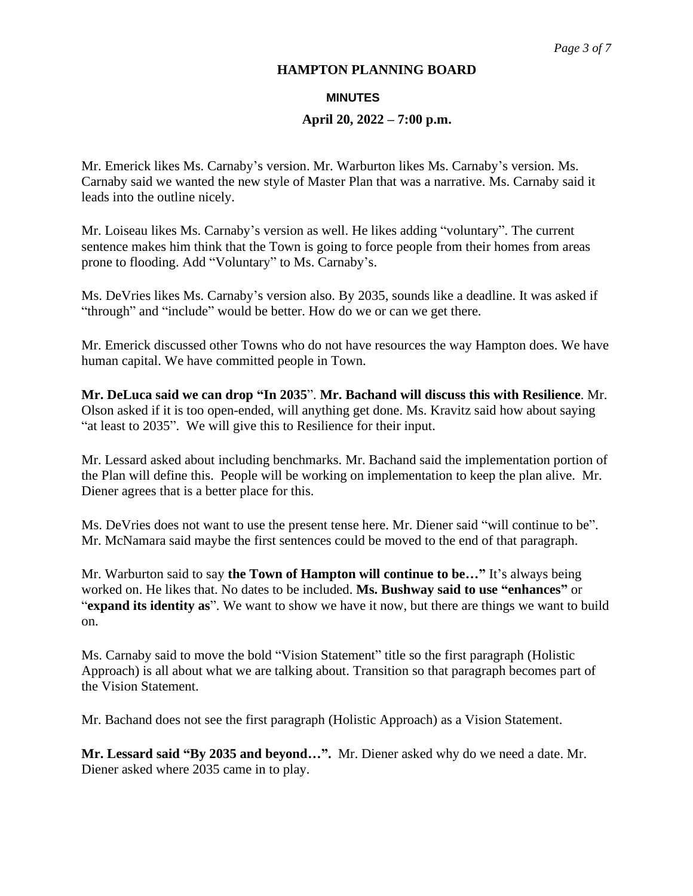**HAMPTON PLANNING BOARD**

**MINUTES**

**April 20, 2022 – 7:00 p.m.**

Mr. Emerick likes Ms. Carnaby's version. Mr. Warburton likes Ms. Carnaby's version. Ms. Carnaby said we wanted the new style of Master Plan that was a narrative. Ms. Carnaby said it leads into the outline nicely.

Mr. Loiseau likes Ms. Carnaby's version as well. He likes adding "voluntary". The current sentence makes him think that the Town is going to force people from their homes from areas prone to flooding. Add "Voluntary" to Ms. Carnaby's.

Ms. DeVries likes Ms. Carnaby's version also. By 2035, sounds like a deadline. It was asked if "through" and "include" would be better. How do we or can we get there.

Mr. Emerick discussed other Towns who do not have resources the way Hampton does. We have human capital. We have committed people in Town.

**Mr. DeLuca said we can drop "In 2035**". **Mr. Bachand will discuss this with Resilience**. Mr. Olson asked if it is too open-ended, will anything get done. Ms. Kravitz said how about saying "at least to 2035". We will give this to Resilience for their input.

Mr. Lessard asked about including benchmarks. Mr. Bachand said the implementation portion of the Plan will define this. People will be working on implementation to keep the plan alive. Mr. Diener agrees that is a better place for this.

Ms. DeVries does not want to use the present tense here. Mr. Diener said "will continue to be". Mr. McNamara said maybe the first sentences could be moved to the end of that paragraph.

Mr. Warburton said to say **the Town of Hampton will continue to be…"** It's always being worked on. He likes that. No dates to be included. **Ms. Bushway said to use "enhances"** or "**expand its identity as**". We want to show we have it now, but there are things we want to build on.

Ms. Carnaby said to move the bold "Vision Statement" title so the first paragraph (Holistic Approach) is all about what we are talking about. Transition so that paragraph becomes part of the Vision Statement.

Mr. Bachand does not see the first paragraph (Holistic Approach) as a Vision Statement.

**Mr. Lessard said "By 2035 and beyond…".** Mr. Diener asked why do we need a date. Mr. Diener asked where 2035 came in to play.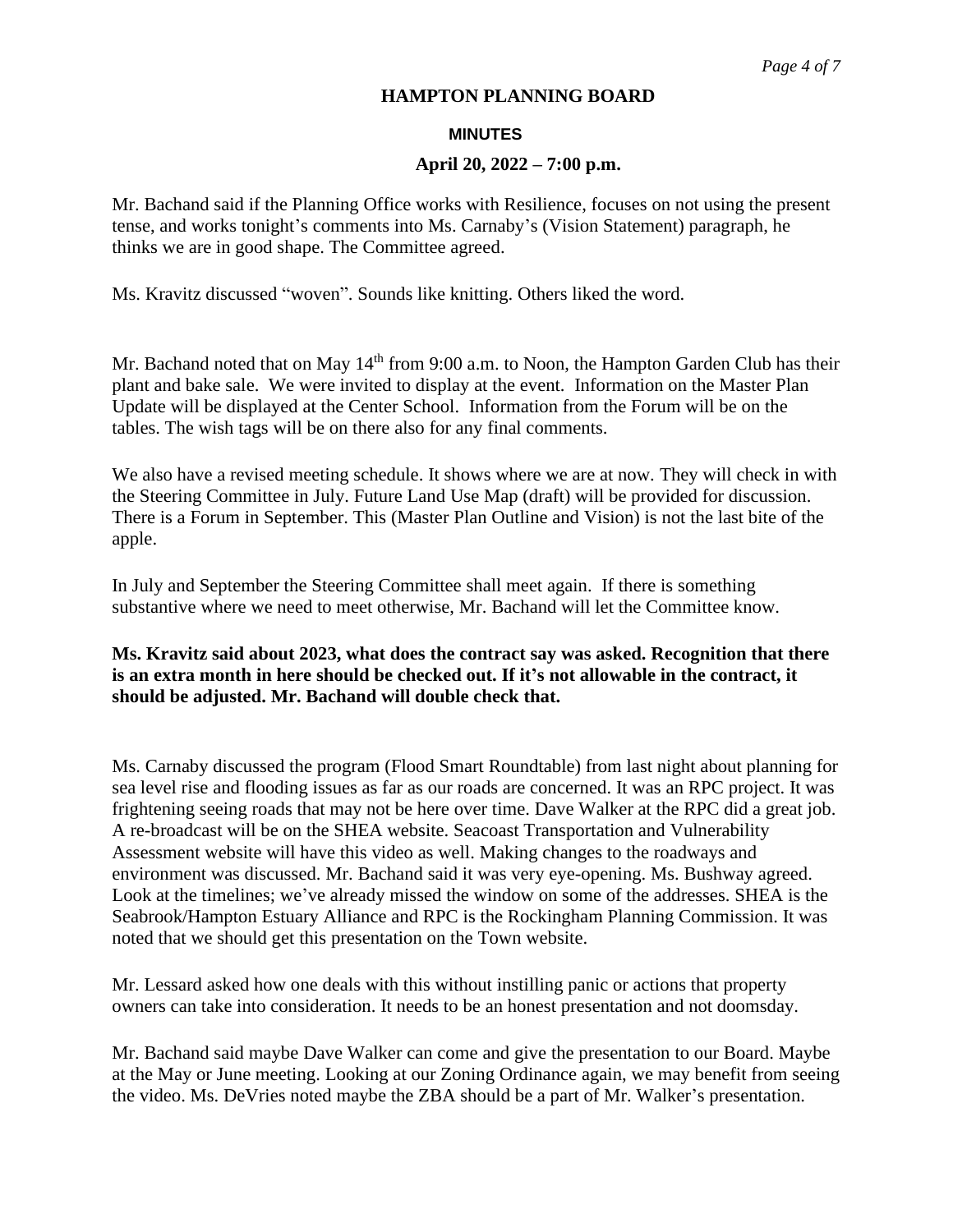**HAMPTON PLANNING BOARD**

**MINUTES**

**April 20, 2022 – 7:00 p.m.**

Mr. Bachand said if the Planning Office works with Resilience, focuses on not using the present tense, and works tonight's comments into Ms. Carnaby's (Vision Statement) paragraph, he thinks we are in good shape. The Committee agreed.

Ms. Kravitz discussed "woven". Sounds like knitting. Others liked the word.

Mr. Bachand noted that on May 14th from 9:00 a.m. to Noon, the Hampton Garden Club has their plant and bake sale. We were invited to display at the event. Information on the Master Plan Update will be displayed at the Center School. Information from the Forum will be on the tables. The wish tags will be on there also for any final comments.

We also have a revised meeting schedule. It shows where we are at now. They will check in with the Steering Committee in July. Future Land Use Map (draft) will be provided for discussion. There is a Forum in September. This (Master Plan Outline and Vision) is not the last bite of the apple.

In July and September the Steering Committee shall meet again. If there is something substantive where we need to meet otherwise, Mr. Bachand will let the Committee know.

**Ms. Kravitz said about 2023, what does the contract say was asked. Recognition that there is an extra month in here should be checked out. If it's not allowable in the contract, it should be adjusted. Mr. Bachand will double check that.**

Ms. Carnaby discussed the program (Flood Smart Roundtable) from last night about planning for sea level rise and flooding issues as far as our roads are concerned. It was an RPC project. It was frightening seeing roads that may not be here over time. Dave Walker at the RPC did a great job. A re-broadcast will be on the SHEA website. Seacoast Transportation and Vulnerability Assessment website will have this video as well. Making changes to the roadways and environment was discussed. Mr. Bachand said it was very eye-opening. Ms. Bushway agreed. Look at the timelines; we've already missed the window on some of the addresses. SHEA is the Seabrook/Hampton Estuary Alliance and RPC is the Rockingham Planning Commission. It was noted that we should get this presentation on the Town website.

Mr. Lessard asked how one deals with this without instilling panic or actions that property owners can take into consideration. It needs to be an honest presentation and not doomsday.

Mr. Bachand said maybe Dave Walker can come and give the presentation to our Board. Maybe at the May or June meeting. Looking at our Zoning Ordinance again, we may benefit from seeing the video. Ms. DeVries noted maybe the ZBA should be a part of Mr. Walker's presentation.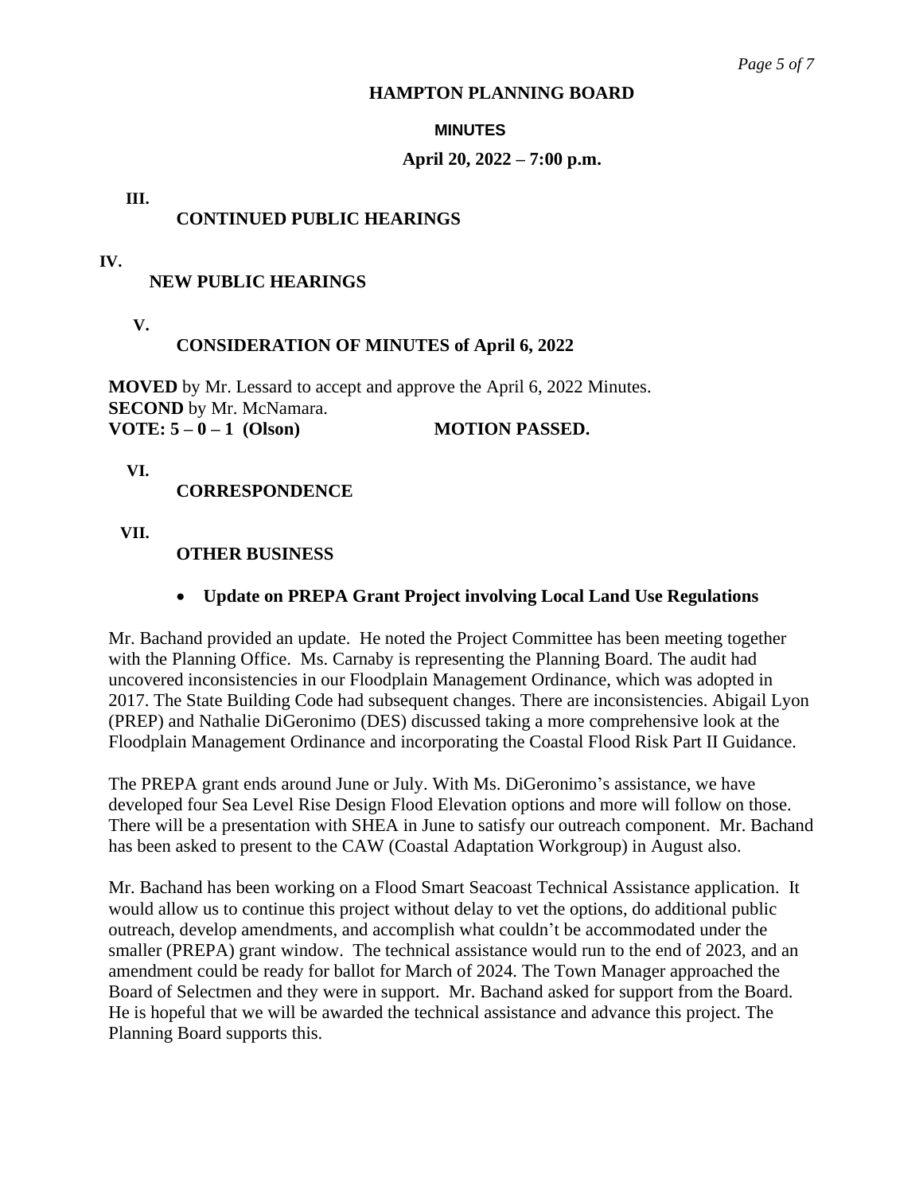**HAMPTON PLANNING BOARD**

**MINUTES**

**April 20, 2022 – 7:00 p.m.**

## III. CONTINUED PUBLIC HEARINGS

## IV. NEW PUBLIC HEARINGS

## V. CONSIDERATION OF MINUTES of April 6, 2022

**MOVED** by Mr. Lessard to accept and approve the April 6, 2022 Minutes.
**SECOND** by Mr. McNamara.
**VOTE: 5 – 0 – 1 (Olson)** **MOTION PASSED.**

## VI. CORRESPONDENCE

## VII. OTHER BUSINESS

- **Update on PREPA Grant Project involving Local Land Use Regulations**

Mr. Bachand provided an update. He noted the Project Committee has been meeting together with the Planning Office. Ms. Carnaby is representing the Planning Board. The audit had uncovered inconsistencies in our Floodplain Management Ordinance, which was adopted in 2017. The State Building Code had subsequent changes. There are inconsistencies. Abigail Lyon (PREP) and Nathalie DiGeronimo (DES) discussed taking a more comprehensive look at the Floodplain Management Ordinance and incorporating the Coastal Flood Risk Part II Guidance.

The PREPA grant ends around June or July. With Ms. DiGeronimo's assistance, we have developed four Sea Level Rise Design Flood Elevation options and more will follow on those. There will be a presentation with SHEA in June to satisfy our outreach component. Mr. Bachand has been asked to present to the CAW (Coastal Adaptation Workgroup) in August also.

Mr. Bachand has been working on a Flood Smart Seacoast Technical Assistance application. It would allow us to continue this project without delay to vet the options, do additional public outreach, develop amendments, and accomplish what couldn't be accommodated under the smaller (PREPA) grant window. The technical assistance would run to the end of 2023, and an amendment could be ready for ballot for March of 2024. The Town Manager approached the Board of Selectmen and they were in support. Mr. Bachand asked for support from the Board. He is hopeful that we will be awarded the technical assistance and advance this project. The Planning Board supports this.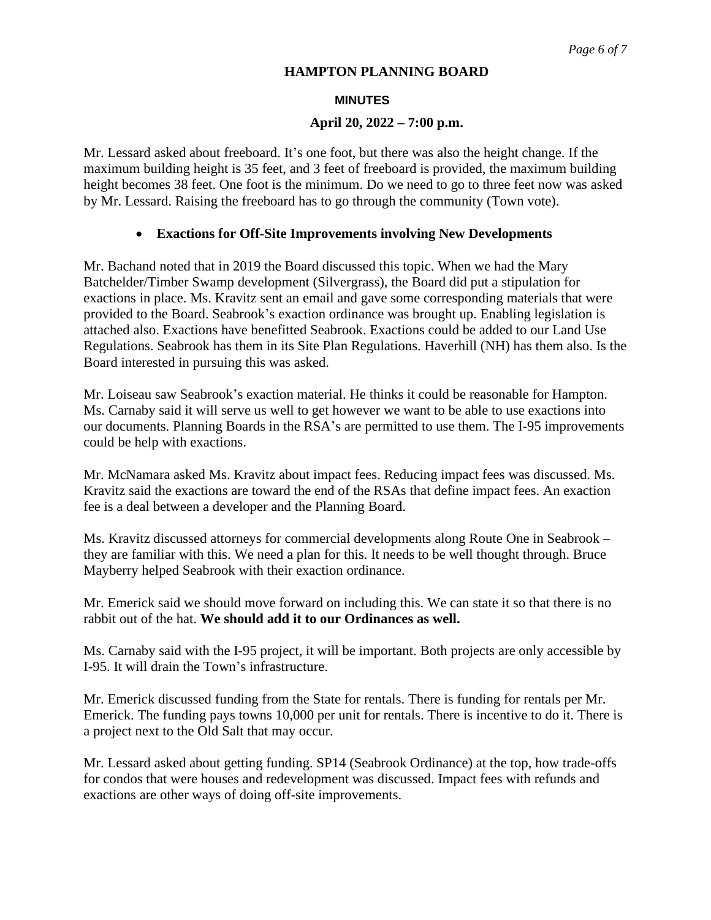**HAMPTON PLANNING BOARD**

**MINUTES**

**April 20, 2022 – 7:00 p.m.**

Mr. Lessard asked about freeboard. It's one foot, but there was also the height change. If the maximum building height is 35 feet, and 3 feet of freeboard is provided, the maximum building height becomes 38 feet. One foot is the minimum. Do we need to go to three feet now was asked by Mr. Lessard. Raising the freeboard has to go through the community (Town vote).

- **Exactions for Off-Site Improvements involving New Developments**

Mr. Bachand noted that in 2019 the Board discussed this topic. When we had the Mary Batchelder/Timber Swamp development (Silvergrass), the Board did put a stipulation for exactions in place. Ms. Kravitz sent an email and gave some corresponding materials that were provided to the Board. Seabrook's exaction ordinance was brought up. Enabling legislation is attached also. Exactions have benefitted Seabrook. Exactions could be added to our Land Use Regulations. Seabrook has them in its Site Plan Regulations. Haverhill (NH) has them also. Is the Board interested in pursuing this was asked.

Mr. Loiseau saw Seabrook's exaction material. He thinks it could be reasonable for Hampton. Ms. Carnaby said it will serve us well to get however we want to be able to use exactions into our documents. Planning Boards in the RSA's are permitted to use them. The I-95 improvements could be help with exactions.

Mr. McNamara asked Ms. Kravitz about impact fees. Reducing impact fees was discussed. Ms. Kravitz said the exactions are toward the end of the RSAs that define impact fees. An exaction fee is a deal between a developer and the Planning Board.

Ms. Kravitz discussed attorneys for commercial developments along Route One in Seabrook – they are familiar with this. We need a plan for this. It needs to be well thought through. Bruce Mayberry helped Seabrook with their exaction ordinance.

Mr. Emerick said we should move forward on including this. We can state it so that there is no rabbit out of the hat. **We should add it to our Ordinances as well.**

Ms. Carnaby said with the I-95 project, it will be important. Both projects are only accessible by I-95. It will drain the Town's infrastructure.

Mr. Emerick discussed funding from the State for rentals. There is funding for rentals per Mr. Emerick. The funding pays towns 10,000 per unit for rentals. There is incentive to do it. There is a project next to the Old Salt that may occur.

Mr. Lessard asked about getting funding. SP14 (Seabrook Ordinance) at the top, how trade-offs for condos that were houses and redevelopment was discussed. Impact fees with refunds and exactions are other ways of doing off-site improvements.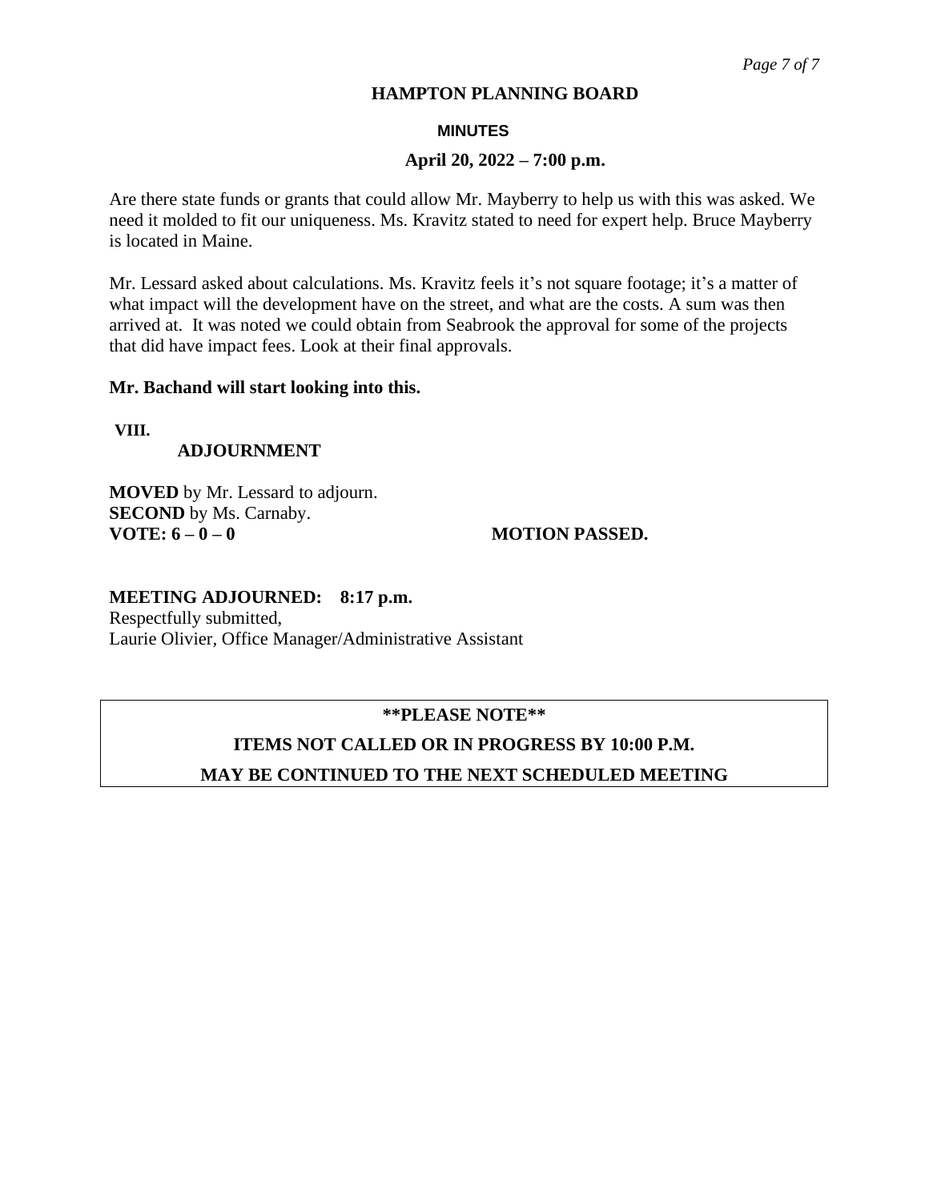**HAMPTON PLANNING BOARD**

**MINUTES**

**April 20, 2022 – 7:00 p.m.**

Are there state funds or grants that could allow Mr. Mayberry to help us with this was asked. We need it molded to fit our uniqueness. Ms. Kravitz stated to need for expert help. Bruce Mayberry is located in Maine.

Mr. Lessard asked about calculations. Ms. Kravitz feels it's not square footage; it's a matter of what impact will the development have on the street, and what are the costs. A sum was then arrived at. It was noted we could obtain from Seabrook the approval for some of the projects that did have impact fees. Look at their final approvals.

**Mr. Bachand will start looking into this.**

**VIII.**

**ADJOURNMENT**

**MOVED** by Mr. Lessard to adjourn.
**SECOND** by Ms. Carnaby.
**VOTE: 6 – 0 – 0** **MOTION PASSED.**

**MEETING ADJOURNED: 8:17 p.m.**
Respectfully submitted,
Laurie Olivier, Office Manager/Administrative Assistant

**\*\*PLEASE NOTE\*\***

**ITEMS NOT CALLED OR IN PROGRESS BY 10:00 P.M.**

**MAY BE CONTINUED TO THE NEXT SCHEDULED MEETING**